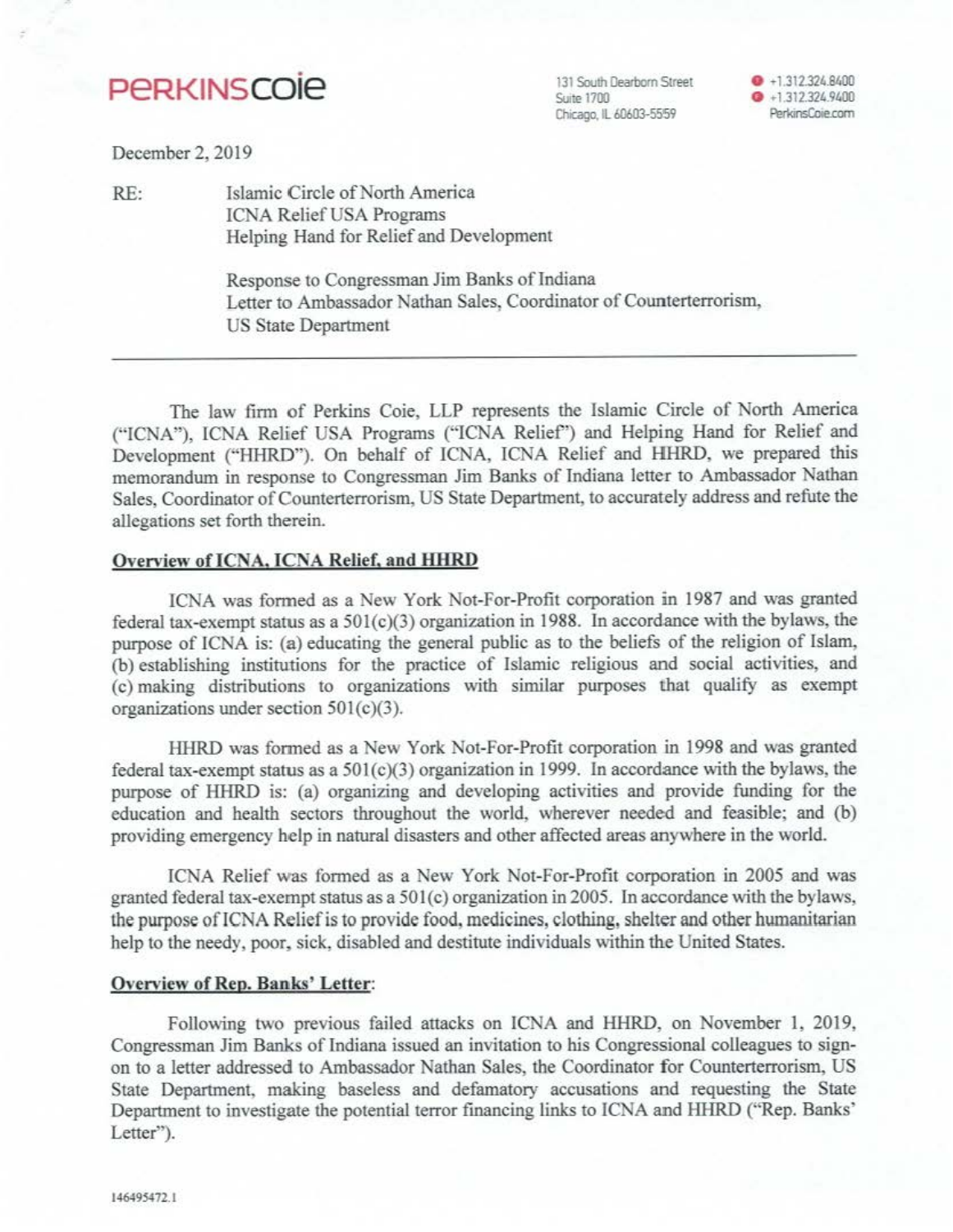**PERKINSCOIE**

131 South Dearborn Street
Suite 1700
Chicago, IL 60603-5559

+1.312.324.8400
+1.312.324.9400
PerkinsCoie.com

December 2, 2019

RE: Islamic Circle of North America
ICNA Relief USA Programs
Helping Hand for Relief and Development

Response to Congressman Jim Banks of Indiana
Letter to Ambassador Nathan Sales, Coordinator of Counterterrorism, US State Department

---

The law firm of Perkins Coie, LLP represents the Islamic Circle of North America ("ICNA"), ICNA Relief USA Programs ("ICNA Relief") and Helping Hand for Relief and Development ("HHRD"). On behalf of ICNA, ICNA Relief and HHRD, we prepared this memorandum in response to Congressman Jim Banks of Indiana letter to Ambassador Nathan Sales, Coordinator of Counterterrorism, US State Department, to accurately address and refute the allegations set forth therein.

**Overview of ICNA, ICNA Relief, and HHRD**

ICNA was formed as a New York Not-For-Profit corporation in 1987 and was granted federal tax-exempt status as a 501(c)(3) organization in 1988. In accordance with the bylaws, the purpose of ICNA is: (a) educating the general public as to the beliefs of the religion of Islam, (b) establishing institutions for the practice of Islamic religious and social activities, and (c) making distributions to organizations with similar purposes that qualify as exempt organizations under section 501(c)(3).

HHRD was formed as a New York Not-For-Profit corporation in 1998 and was granted federal tax-exempt status as a 501(c)(3) organization in 1999. In accordance with the bylaws, the purpose of HHRD is: (a) organizing and developing activities and provide funding for the education and health sectors throughout the world, wherever needed and feasible; and (b) providing emergency help in natural disasters and other affected areas anywhere in the world.

ICNA Relief was formed as a New York Not-For-Profit corporation in 2005 and was granted federal tax-exempt status as a 501(c) organization in 2005. In accordance with the bylaws, the purpose of ICNA Relief is to provide food, medicines, clothing, shelter and other humanitarian help to the needy, poor, sick, disabled and destitute individuals within the United States.

**Overview of Rep. Banks' Letter**:

Following two previous failed attacks on ICNA and HHRD, on November 1, 2019, Congressman Jim Banks of Indiana issued an invitation to his Congressional colleagues to sign-on to a letter addressed to Ambassador Nathan Sales, the Coordinator for Counterterrorism, US State Department, making baseless and defamatory accusations and requesting the State Department to investigate the potential terror financing links to ICNA and HHRD ("Rep. Banks' Letter").

146495472.1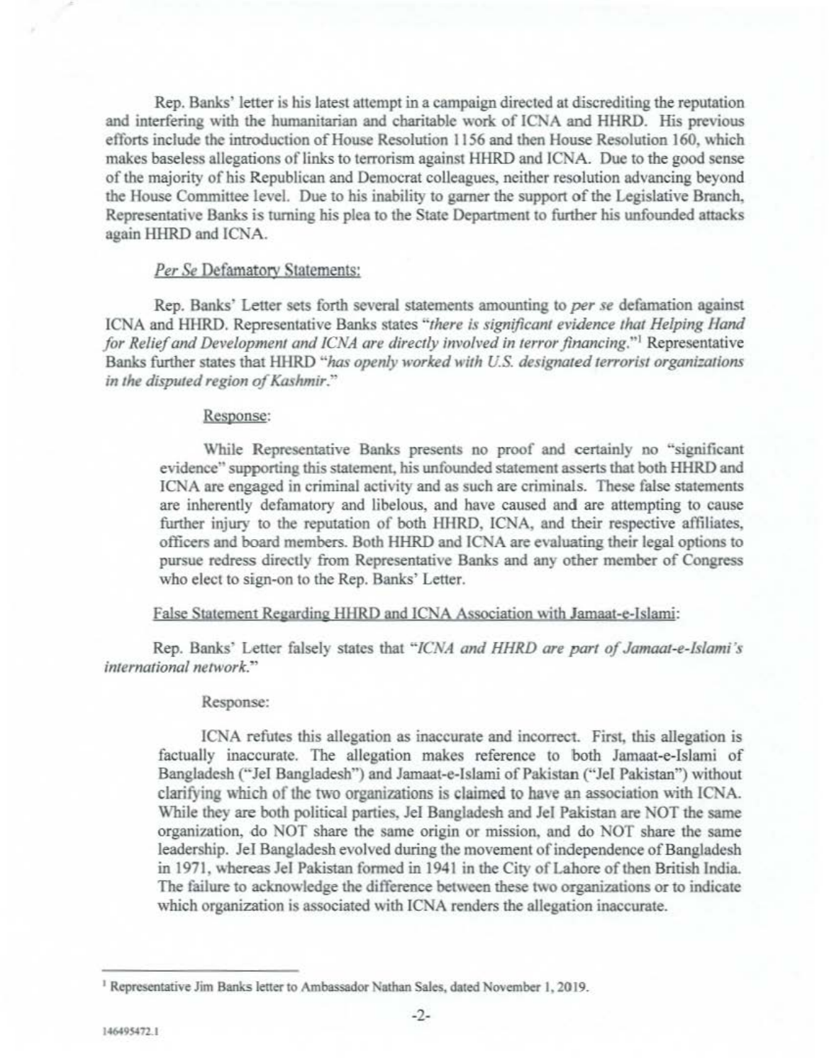Rep. Banks' letter is his latest attempt in a campaign directed at discrediting the reputation and interfering with the humanitarian and charitable work of ICNA and HHRD. His previous efforts include the introduction of House Resolution 1156 and then House Resolution 160, which makes baseless allegations of links to terrorism against HHRD and ICNA. Due to the good sense of the majority of his Republican and Democrat colleagues, neither resolution advancing beyond the House Committee level. Due to his inability to garner the support of the Legislative Branch, Representative Banks is turning his plea to the State Department to further his unfounded attacks again HHRD and ICNA.

<u>*Per Se* Defamatory Statements:</u>

Rep. Banks' Letter sets forth several statements amounting to *per se* defamation against ICNA and HHRD. Representative Banks states "*there is significant evidence that Helping Hand for Relief and Development and ICNA are directly involved in terror financing.*"[1] Representative Banks further states that HHRD "*has openly worked with U.S. designated terrorist organizations in the disputed region of Kashmir.*"

> <u>Response</u>:
>
> While Representative Banks presents no proof and certainly no "significant evidence" supporting this statement, his unfounded statement asserts that both HHRD and ICNA are engaged in criminal activity and as such are criminals. These false statements are inherently defamatory and libelous, and have caused and are attempting to cause further injury to the reputation of both HHRD, ICNA, and their respective affiliates, officers and board members. Both HHRD and ICNA are evaluating their legal options to pursue redress directly from Representative Banks and any other member of Congress who elect to sign-on to the Rep. Banks' Letter.

<u>False Statement Regarding HHRD and ICNA Association with Jamaat-e-Islami</u>:

Rep. Banks' Letter falsely states that "*ICNA and HHRD are part of Jamaat-e-Islami's international network.*"

> Response:
>
> ICNA refutes this allegation as inaccurate and incorrect. First, this allegation is factually inaccurate. The allegation makes reference to both Jamaat-e-Islami of Bangladesh ("JeI Bangladesh") and Jamaat-e-Islami of Pakistan ("JeI Pakistan") without clarifying which of the two organizations is claimed to have an association with ICNA. While they are both political parties, JeI Bangladesh and JeI Pakistan are NOT the same organization, do NOT share the same origin or mission, and do NOT share the same leadership. JeI Bangladesh evolved during the movement of independence of Bangladesh in 1971, whereas JeI Pakistan formed in 1941 in the City of Lahore of then British India. The failure to acknowledge the difference between these two organizations or to indicate which organization is associated with ICNA renders the allegation inaccurate.

---

[1] Representative Jim Banks letter to Ambassador Nathan Sales, dated November 1, 2019.

146495472.1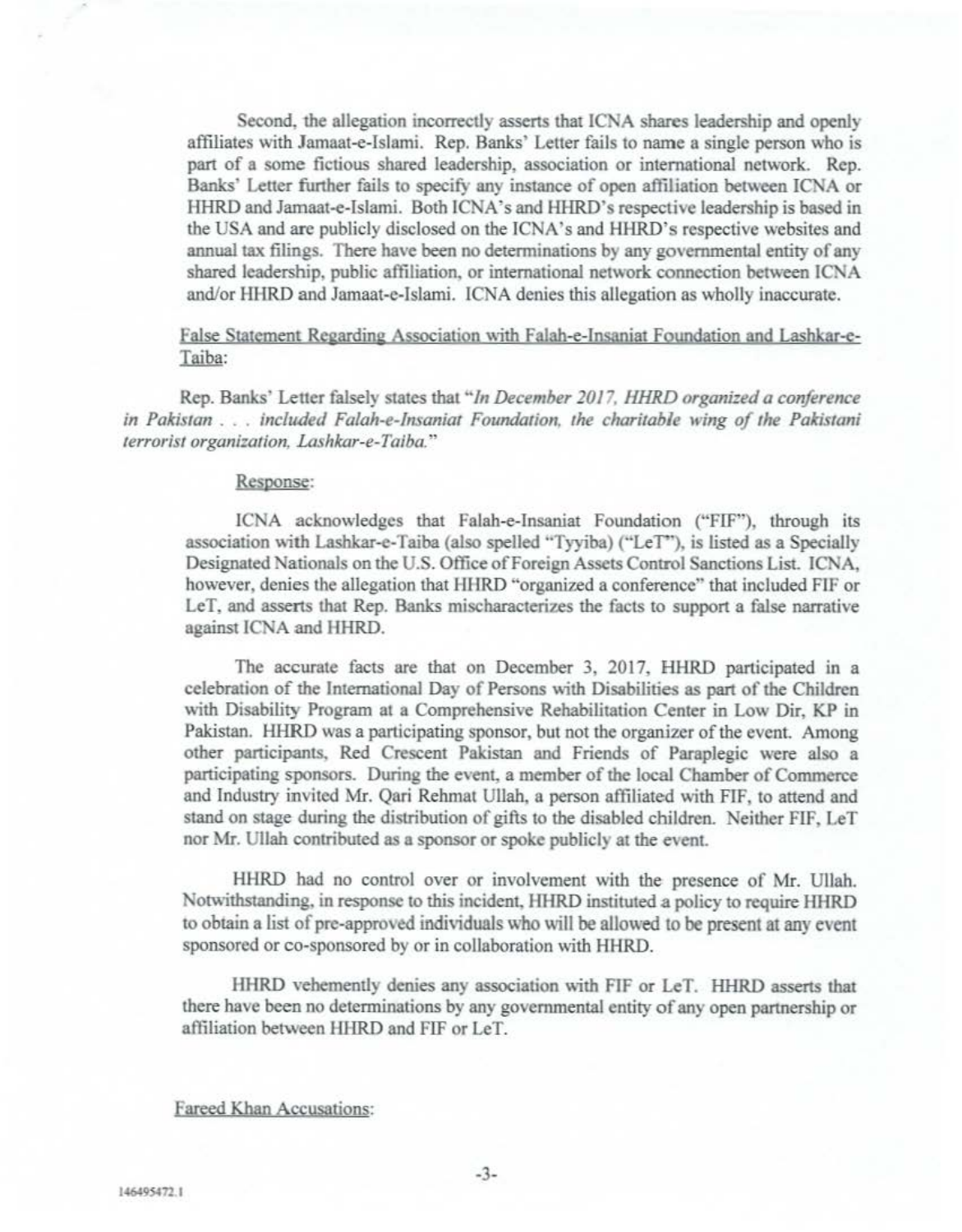Second, the allegation incorrectly asserts that ICNA shares leadership and openly affiliates with Jamaat-e-Islami. Rep. Banks' Letter fails to name a single person who is part of a some fictious shared leadership, association or international network. Rep. Banks' Letter further fails to specify any instance of open affiliation between ICNA or HHRD and Jamaat-e-Islami. Both ICNA's and HHRD's respective leadership is based in the USA and are publicly disclosed on the ICNA's and HHRD's respective websites and annual tax filings. There have been no determinations by any governmental entity of any shared leadership, public affiliation, or international network connection between ICNA and/or HHRD and Jamaat-e-Islami. ICNA denies this allegation as wholly inaccurate.

<u>False Statement Regarding Association with Falah-e-Insaniat Foundation and Lashkar-e-Taiba:</u>

Rep. Banks' Letter falsely states that "*In December 2017, HHRD organized a conference in Pakistan . . . included Falah-e-Insaniat Foundation, the charitable wing of the Pakistani terrorist organization, Lashkar-e-Taiba.*"

<u>Response:</u>

ICNA acknowledges that Falah-e-Insaniat Foundation ("FIF"), through its association with Lashkar-e-Taiba (also spelled "Tyyiba) ("LeT"), is listed as a Specially Designated Nationals on the U.S. Office of Foreign Assets Control Sanctions List. ICNA, however, denies the allegation that HHRD "organized a conference" that included FIF or LeT, and asserts that Rep. Banks mischaracterizes the facts to support a false narrative against ICNA and HHRD.

The accurate facts are that on December 3, 2017, HHRD participated in a celebration of the International Day of Persons with Disabilities as part of the Children with Disability Program at a Comprehensive Rehabilitation Center in Low Dir, KP in Pakistan. HHRD was a participating sponsor, but not the organizer of the event. Among other participants, Red Crescent Pakistan and Friends of Paraplegic were also a participating sponsors. During the event, a member of the local Chamber of Commerce and Industry invited Mr. Qari Rehmat Ullah, a person affiliated with FIF, to attend and stand on stage during the distribution of gifts to the disabled children. Neither FIF, LeT nor Mr. Ullah contributed as a sponsor or spoke publicly at the event.

HHRD had no control over or involvement with the presence of Mr. Ullah. Notwithstanding, in response to this incident, HHRD instituted a policy to require HHRD to obtain a list of pre-approved individuals who will be allowed to be present at any event sponsored or co-sponsored by or in collaboration with HHRD.

HHRD vehemently denies any association with FIF or LeT. HHRD asserts that there have been no determinations by any governmental entity of any open partnership or affiliation between HHRD and FIF or LeT.

<u>Fareed Khan Accusations:</u>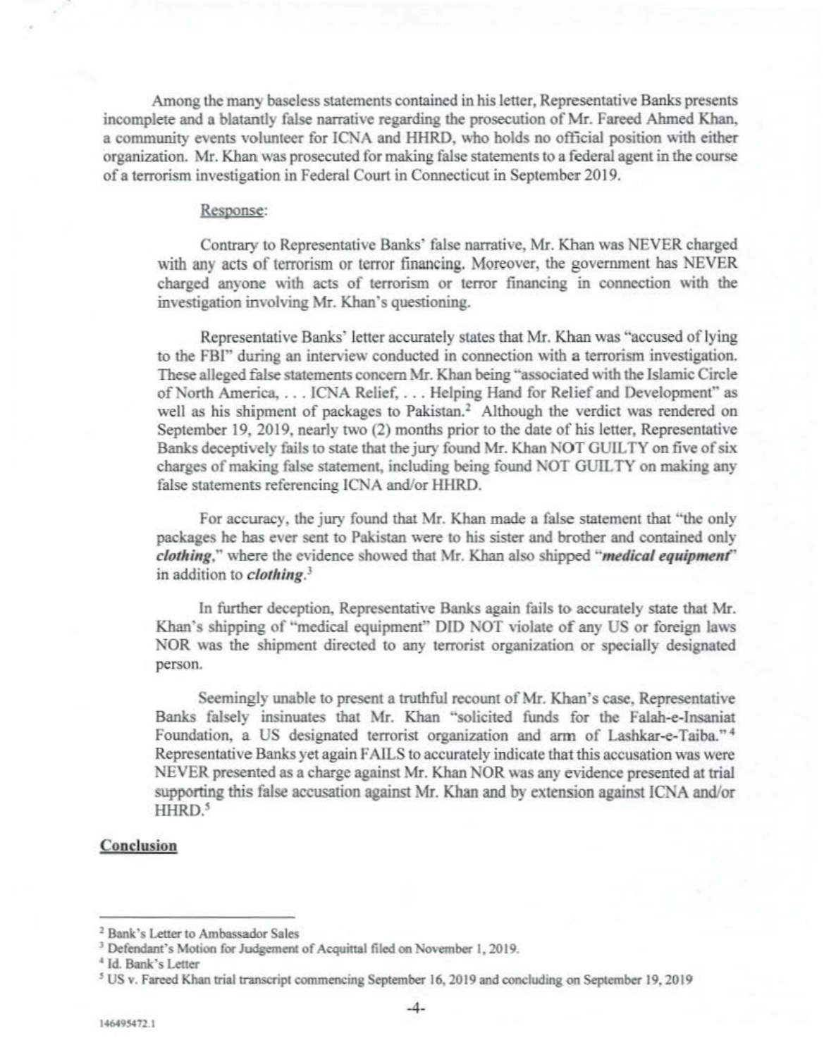Among the many baseless statements contained in his letter, Representative Banks presents incomplete and a blatantly false narrative regarding the prosecution of Mr. Fareed Ahmed Khan, a community events volunteer for ICNA and HHRD, who holds no official position with either organization. Mr. Khan was prosecuted for making false statements to a federal agent in the course of a terrorism investigation in Federal Court in Connecticut in September 2019.

Response:

Contrary to Representative Banks' false narrative, Mr. Khan was NEVER charged with any acts of terrorism or terror financing. Moreover, the government has NEVER charged anyone with acts of terrorism or terror financing in connection with the investigation involving Mr. Khan's questioning.

Representative Banks' letter accurately states that Mr. Khan was "accused of lying to the FBI" during an interview conducted in connection with a terrorism investigation. These alleged false statements concern Mr. Khan being "associated with the Islamic Circle of North America, . . . ICNA Relief, . . . Helping Hand for Relief and Development" as well as his shipment of packages to Pakistan.[2] Although the verdict was rendered on September 19, 2019, nearly two (2) months prior to the date of his letter, Representative Banks deceptively fails to state that the jury found Mr. Khan NOT GUILTY on five of six charges of making false statement, including being found NOT GUILTY on making any false statements referencing ICNA and/or HHRD.

For accuracy, the jury found that Mr. Khan made a false statement that "the only packages he has ever sent to Pakistan were to his sister and brother and contained only ***clothing***," where the evidence showed that Mr. Khan also shipped "***medical equipment***" in addition to ***clothing***.[3]

In further deception, Representative Banks again fails to accurately state that Mr. Khan's shipping of "medical equipment" DID NOT violate of any US or foreign laws NOR was the shipment directed to any terrorist organization or specially designated person.

Seemingly unable to present a truthful recount of Mr. Khan's case, Representative Banks falsely insinuates that Mr. Khan "solicited funds for the Falah-e-Insaniat Foundation, a US designated terrorist organization and arm of Lashkar-e-Taiba."[4] Representative Banks yet again FAILS to accurately indicate that this accusation was were NEVER presented as a charge against Mr. Khan NOR was any evidence presented at trial supporting this false accusation against Mr. Khan and by extension against ICNA and/or HHRD.[5]

**Conclusion**

---

[2] Bank's Letter to Ambassador Sales

[3] Defendant's Motion for Judgement of Acquittal filed on November 1, 2019.

[4] Id. Bank's Letter

[5] US v. Fareed Khan trial transcript commencing September 16, 2019 and concluding on September 19, 2019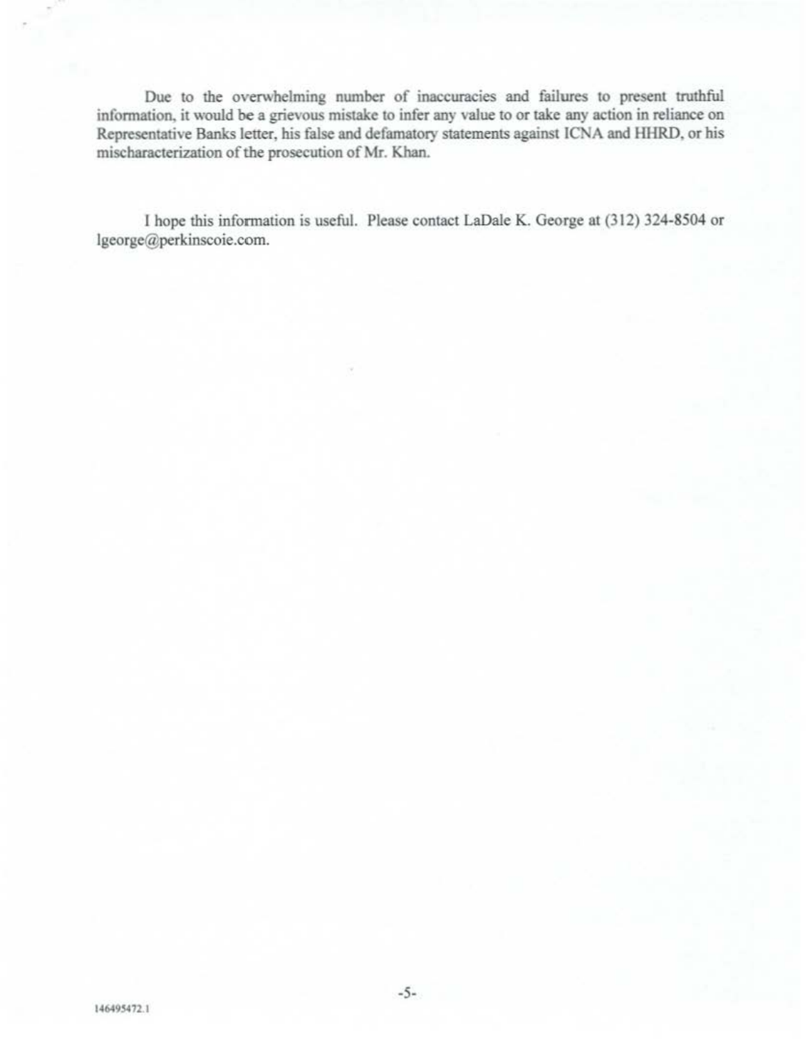Due to the overwhelming number of inaccuracies and failures to present truthful information, it would be a grievous mistake to infer any value to or take any action in reliance on Representative Banks letter, his false and defamatory statements against ICNA and HHRD, or his mischaracterization of the prosecution of Mr. Khan.

I hope this information is useful. Please contact LaDale K. George at (312) 324-8504 or lgeorge@perkinscoie.com.

146495472.1